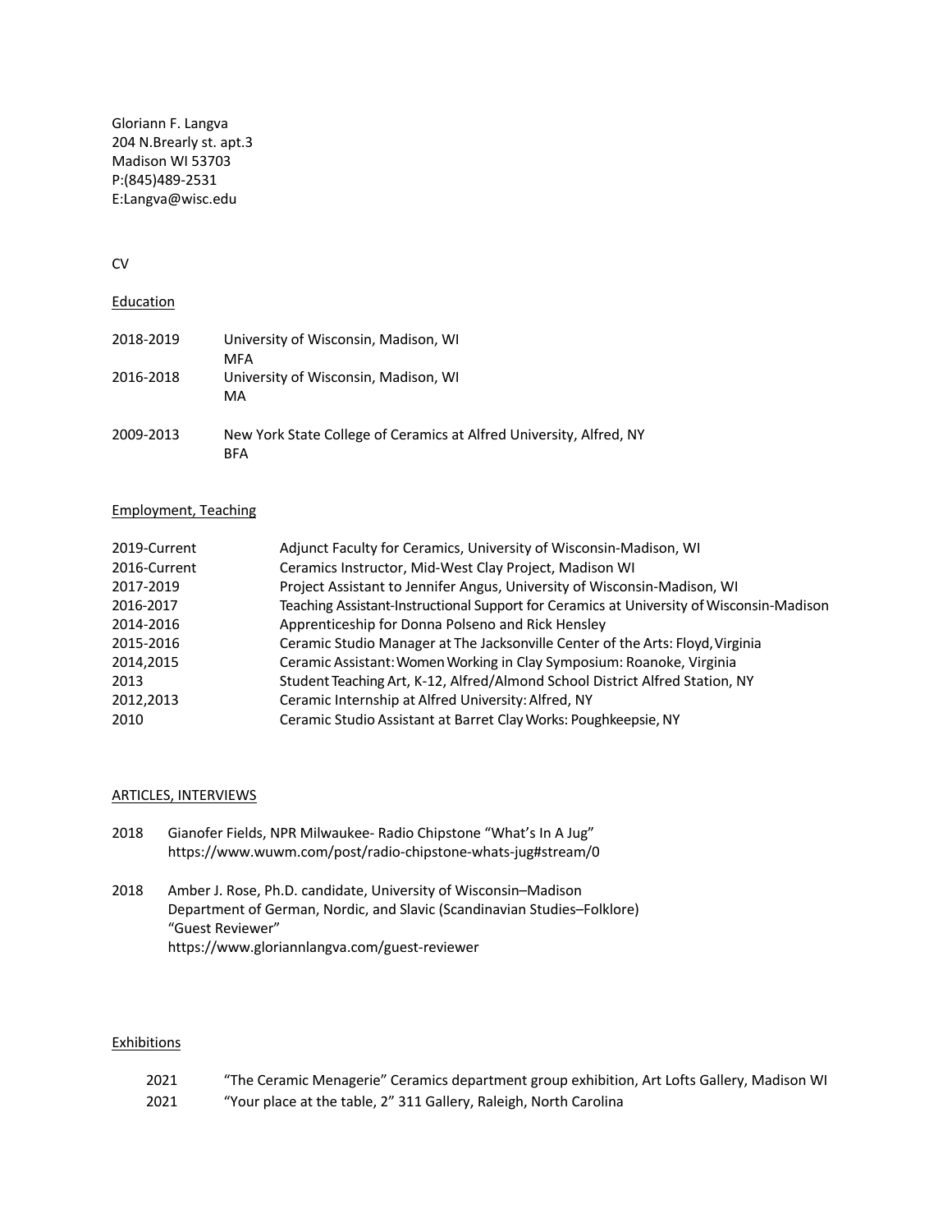Gloriann F. Langva
204 N.Brearly st. apt.3
Madison WI 53703
P:(845)489-2531
E:Langva@wisc.edu

CV

## Education

| | |
|---|---|
| 2018-2019 | University of Wisconsin, Madison, WI<br>MFA |
| 2016-2018 | University of Wisconsin, Madison, WI<br>MA |
| 2009-2013 | New York State College of Ceramics at Alfred University, Alfred, NY<br>BFA |

## Employment, Teaching

| | |
|---|---|
| 2019-Current | Adjunct Faculty for Ceramics, University of Wisconsin-Madison, WI |
| 2016-Current | Ceramics Instructor, Mid-West Clay Project, Madison WI |
| 2017-2019 | Project Assistant to Jennifer Angus, University of Wisconsin-Madison, WI |
| 2016-2017 | Teaching Assistant-Instructional Support for Ceramics at University of Wisconsin-Madison |
| 2014-2016 | Apprenticeship for Donna Polseno and Rick Hensley |
| 2015-2016 | Ceramic Studio Manager at The Jacksonville Center of the Arts: Floyd, Virginia |
| 2014,2015 | Ceramic Assistant: Women Working in Clay Symposium: Roanoke, Virginia |
| 2013 | Student Teaching Art, K-12, Alfred/Almond School District Alfred Station, NY |
| 2012,2013 | Ceramic Internship at Alfred University: Alfred, NY |
| 2010 | Ceramic Studio Assistant at Barret Clay Works: Poughkeepsie, NY |

## ARTICLES, INTERVIEWS

2018 Gianofer Fields, NPR Milwaukee- Radio Chipstone "What's In A Jug"
https://www.wuwm.com/post/radio-chipstone-whats-jug#stream/0

2018 Amber J. Rose, Ph.D. candidate, University of Wisconsin–Madison
Department of German, Nordic, and Slavic (Scandinavian Studies–Folklore)
"Guest Reviewer"
https://www.gloriannlangva.com/guest-reviewer

## Exhibitions

| | |
|---|---|
| 2021 | "The Ceramic Menagerie" Ceramics department group exhibition, Art Lofts Gallery, Madison WI |
| 2021 | "Your place at the table, 2" 311 Gallery, Raleigh, North Carolina |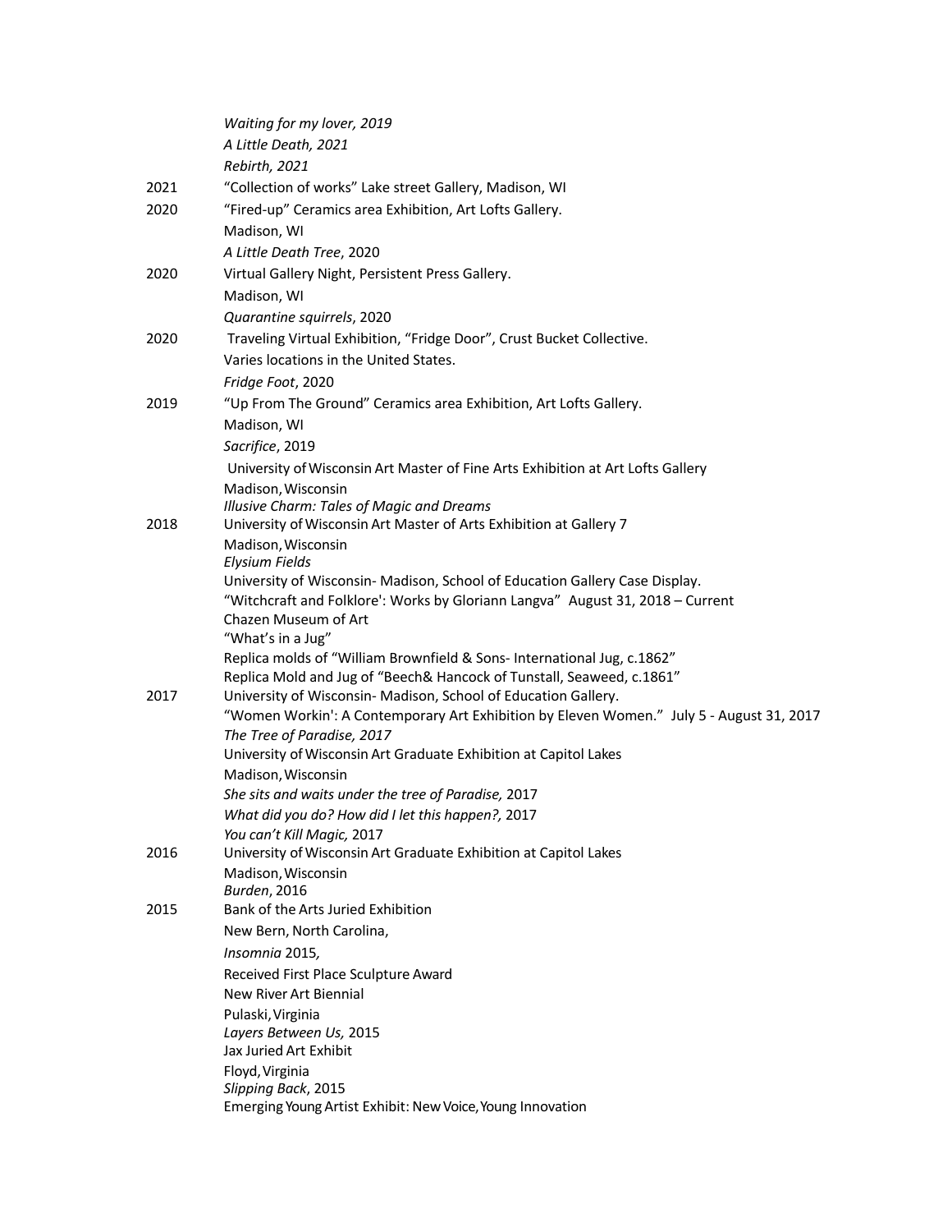*Waiting for my lover, 2019*
*A Little Death, 2021*
*Rebirth, 2021*

2021 "Collection of works" Lake street Gallery, Madison, WI

2020 "Fired-up" Ceramics area Exhibition, Art Lofts Gallery.
Madison, WI
*A Little Death Tree*, 2020

2020 Virtual Gallery Night, Persistent Press Gallery.
Madison, WI
*Quarantine squirrels*, 2020

2020 Traveling Virtual Exhibition, "Fridge Door", Crust Bucket Collective.
Varies locations in the United States.
*Fridge Foot*, 2020

2019 "Up From The Ground" Ceramics area Exhibition, Art Lofts Gallery.
Madison, WI
*Sacrifice*, 2019
University of Wisconsin Art Master of Fine Arts Exhibition at Art Lofts Gallery
Madison, Wisconsin
*Illusive Charm: Tales of Magic and Dreams*

2018 University of Wisconsin Art Master of Arts Exhibition at Gallery 7
Madison, Wisconsin
*Elysium Fields*
University of Wisconsin- Madison, School of Education Gallery Case Display.
"Witchcraft and Folklore': Works by Gloriann Langva" August 31, 2018 – Current
Chazen Museum of Art
"What's in a Jug"
Replica molds of "William Brownfield & Sons- International Jug, c.1862"
Replica Mold and Jug of "Beech& Hancock of Tunstall, Seaweed, c.1861"

2017 University of Wisconsin- Madison, School of Education Gallery.
"Women Workin': A Contemporary Art Exhibition by Eleven Women." July 5 - August 31, 2017
*The Tree of Paradise, 2017*
University of Wisconsin Art Graduate Exhibition at Capitol Lakes
Madison, Wisconsin
*She sits and waits under the tree of Paradise,* 2017
*What did you do? How did I let this happen?,* 2017
*You can't Kill Magic,* 2017

2016 University of Wisconsin Art Graduate Exhibition at Capitol Lakes
Madison, Wisconsin
*Burden*, 2016

2015 Bank of the Arts Juried Exhibition
New Bern, North Carolina,
*Insomnia* 2015,
Received First Place Sculpture Award
New River Art Biennial
Pulaski, Virginia
*Layers Between Us,* 2015
Jax Juried Art Exhibit
Floyd, Virginia
*Slipping Back*, 2015
Emerging Young Artist Exhibit: New Voice, Young Innovation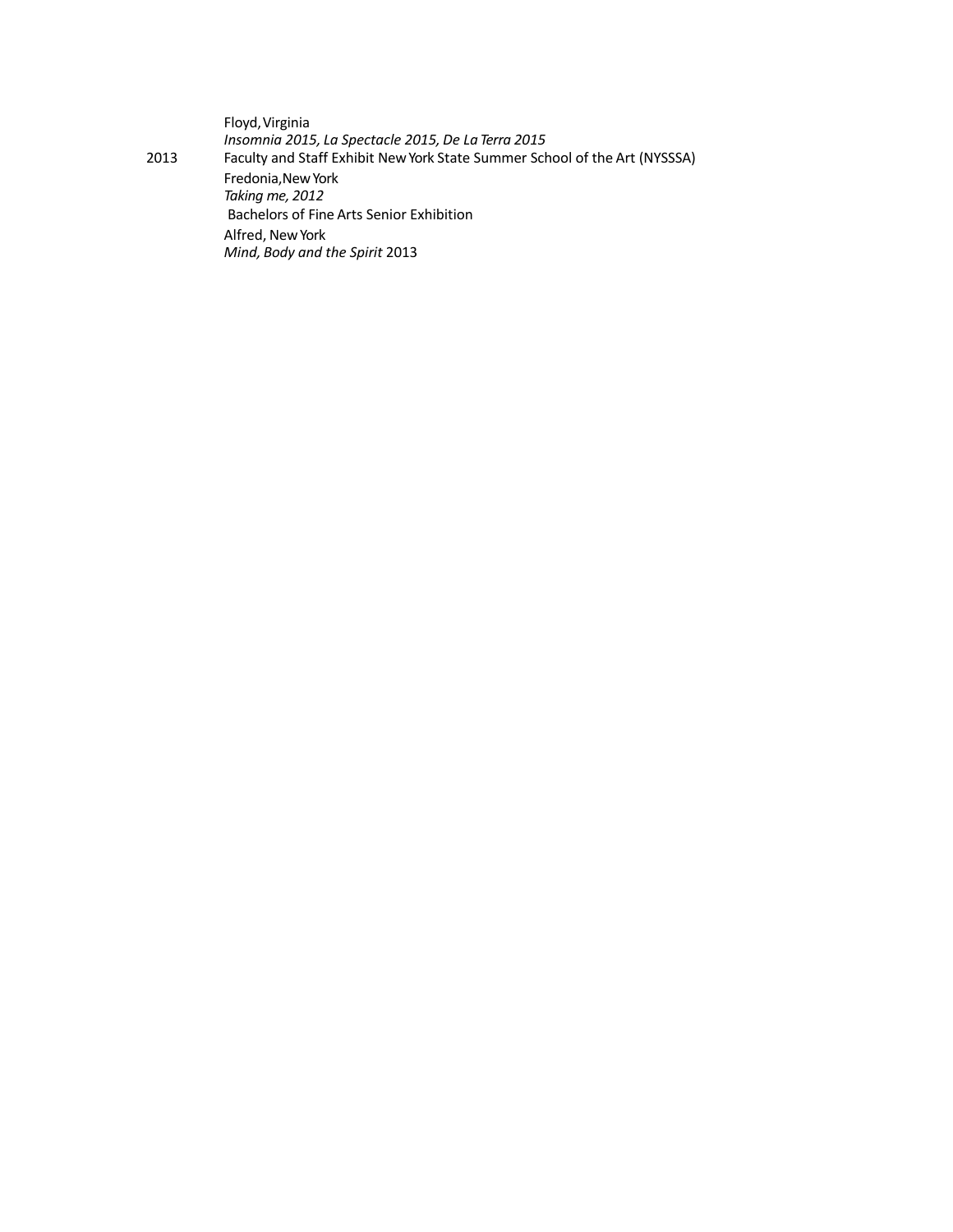Floyd, Virginia
*Insomnia 2015, La Spectacle 2015, De La Terra 2015*

2013 Faculty and Staff Exhibit New York State Summer School of the Art (NYSSSA)
Fredonia, New York
*Taking me, 2012*
Bachelors of Fine Arts Senior Exhibition
Alfred, New York
*Mind, Body and the Spirit* 2013